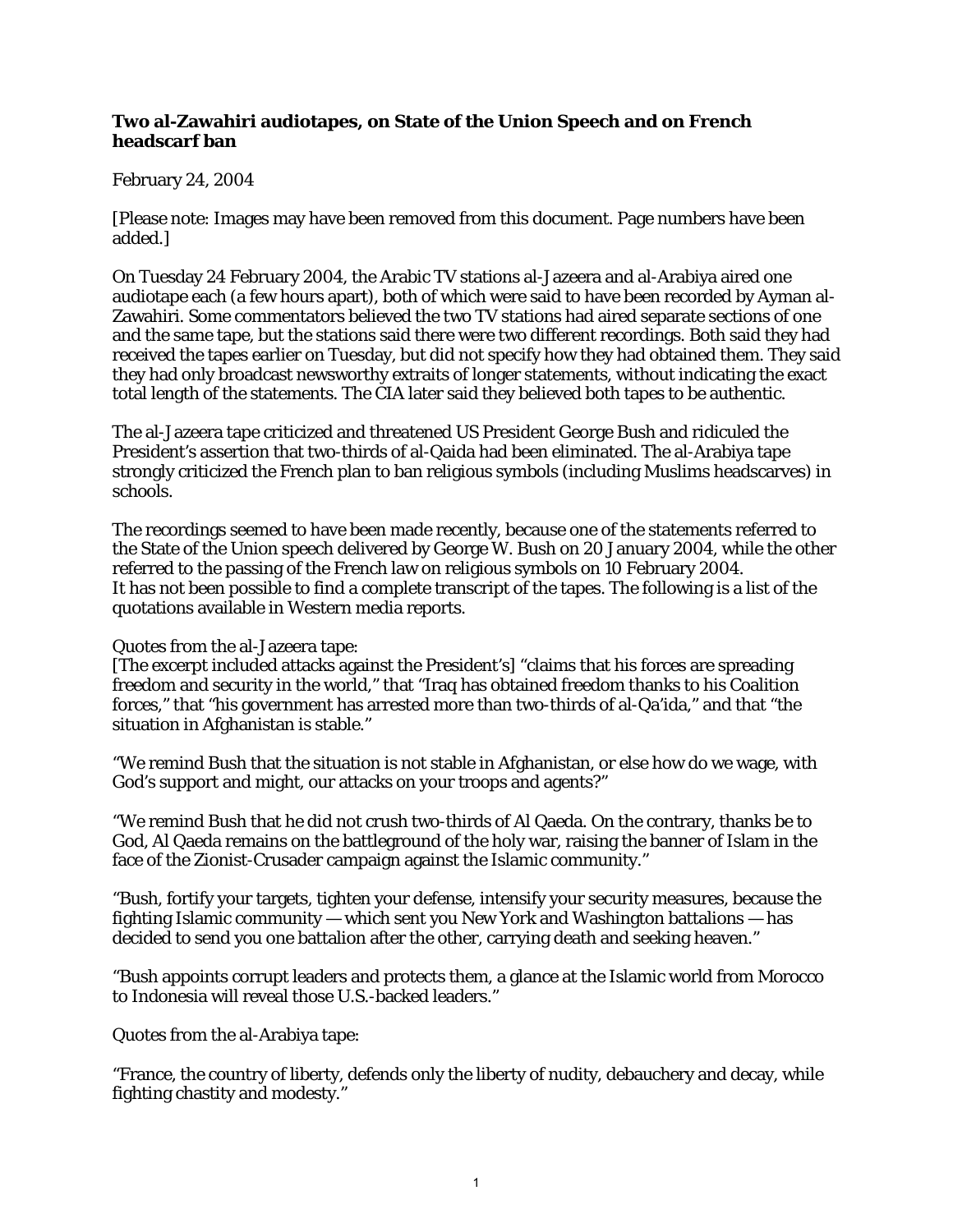**Two al-Zawahiri audiotapes, on State of the Union Speech and on French headscarf ban**

February 24, 2004

[Please note: Images may have been removed from this document. Page numbers have been added.]

On Tuesday 24 February 2004, the Arabic TV stations al-Jazeera and al-Arabiya aired one audiotape each (a few hours apart), both of which were said to have been recorded by Ayman al-Zawahiri. Some commentators believed the two TV stations had aired separate sections of one and the same tape, but the stations said there were two different recordings. Both said they had received the tapes earlier on Tuesday, but did not specify how they had obtained them. They said they had only broadcast newsworthy extraits of longer statements, without indicating the exact total length of the statements. The CIA later said they believed both tapes to be authentic.

The al-Jazeera tape criticized and threatened US President George Bush and ridiculed the President's assertion that two-thirds of al-Qaida had been eliminated. The al-Arabiya tape strongly criticized the French plan to ban religious symbols (including Muslims headscarves) in schools.

The recordings seemed to have been made recently, because one of the statements referred to the State of the Union speech delivered by George W. Bush on 20 January 2004, while the other referred to the passing of the French law on religious symbols on 10 February 2004.
It has not been possible to find a complete transcript of the tapes. The following is a list of the quotations available in Western media reports.

Quotes from the al-Jazeera tape:
[The excerpt included attacks against the President's] "claims that his forces are spreading freedom and security in the world," that "Iraq has obtained freedom thanks to his Coalition forces," that "his government has arrested more than two-thirds of al-Qa'ida," and that "the situation in Afghanistan is stable."

"We remind Bush that the situation is not stable in Afghanistan, or else how do we wage, with God's support and might, our attacks on your troops and agents?"

"We remind Bush that he did not crush two-thirds of Al Qaeda. On the contrary, thanks be to God, Al Qaeda remains on the battleground of the holy war, raising the banner of Islam in the face of the Zionist-Crusader campaign against the Islamic community."

"Bush, fortify your targets, tighten your defense, intensify your security measures, because the fighting Islamic community — which sent you New York and Washington battalions — has decided to send you one battalion after the other, carrying death and seeking heaven."

"Bush appoints corrupt leaders and protects them, a glance at the Islamic world from Morocco to Indonesia will reveal those U.S.-backed leaders."

Quotes from the al-Arabiya tape:

"France, the country of liberty, defends only the liberty of nudity, debauchery and decay, while fighting chastity and modesty."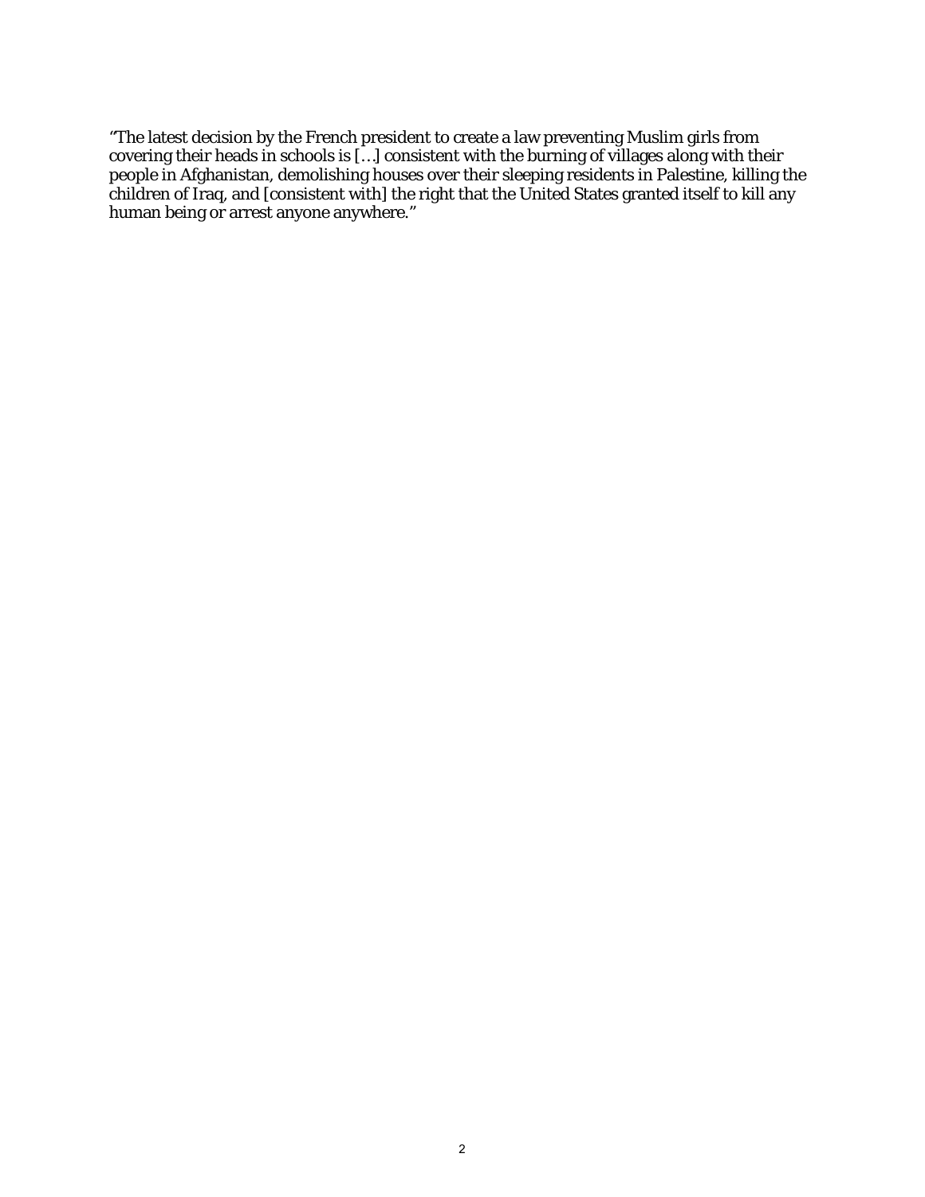"The latest decision by the French president to create a law preventing Muslim girls from covering their heads in schools is […] consistent with the burning of villages along with their people in Afghanistan, demolishing houses over their sleeping residents in Palestine, killing the children of Iraq, and [consistent with] the right that the United States granted itself to kill any human being or arrest anyone anywhere."